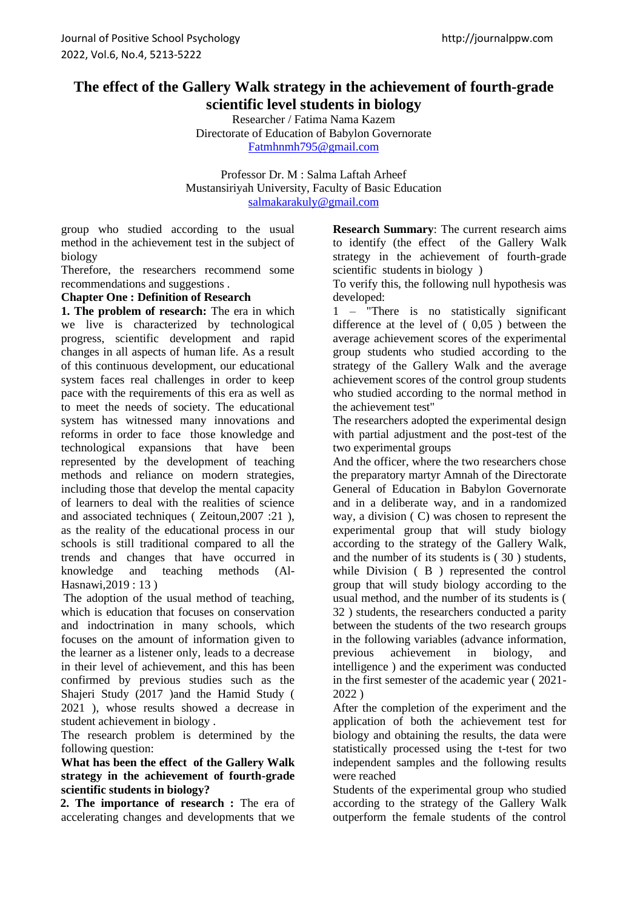# The effect of the Gallery Walk strategy in the achievement of fourth-grade scientific level students in biology

Researcher / Fatima Nama Kazem
Directorate of Education of Babylon Governorate
Fatmhnmh795@gmail.com

Professor Dr. M : Salma Laftah Arheef
Mustansiriyah University, Faculty of Basic Education
salmakarakuly@gmail.com

**Research Summary**: The current research aims to identify (the effect of the Gallery Walk strategy in the achievement of fourth-grade scientific students in biology )

To verify this, the following null hypothesis was developed:

1 – "There is no statistically significant difference at the level of ( 0,05 ) between the average achievement scores of the experimental group students who studied according to the strategy of the Gallery Walk and the average achievement scores of the control group students who studied according to the normal method in the achievement test"

The researchers adopted the experimental design with partial adjustment and the post-test of the two experimental groups

And the officer, where the two researchers chose the preparatory martyr Amnah of the Directorate General of Education in Babylon Governorate and in a deliberate way, and in a randomized way, a division ( C) was chosen to represent the experimental group that will study biology according to the strategy of the Gallery Walk, and the number of its students is ( 30 ) students, while Division ( B ) represented the control group that will study biology according to the usual method, and the number of its students is ( 32 ) students, the researchers conducted a parity between the students of the two research groups in the following variables (advance information, previous achievement in biology, and intelligence ) and the experiment was conducted in the first semester of the academic year ( 2021-2022 )

After the completion of the experiment and the application of both the achievement test for biology and obtaining the results, the data were statistically processed using the t-test for two independent samples and the following results were reached

Students of the experimental group who studied according to the strategy of the Gallery Walk outperform the female students of the control group who studied according to the usual method in the achievement test in the subject of biology

Therefore, the researchers recommend some recommendations and suggestions .

## Chapter One : Definition of Research

**1. The problem of research:** The era in which we live is characterized by technological progress, scientific development and rapid changes in all aspects of human life. As a result of this continuous development, our educational system faces real challenges in order to keep pace with the requirements of this era as well as to meet the needs of society. The educational system has witnessed many innovations and reforms in order to face those knowledge and technological expansions that have been represented by the development of teaching methods and reliance on modern strategies, including those that develop the mental capacity of learners to deal with the realities of science and associated techniques ( Zeitoun,2007 :21 ), as the reality of the educational process in our schools is still traditional compared to all the trends and changes that have occurred in knowledge and teaching methods (Al-Hasnawi,2019 : 13 )

The adoption of the usual method of teaching, which is education that focuses on conservation and indoctrination in many schools, which focuses on the amount of information given to the learner as a listener only, leads to a decrease in their level of achievement, and this has been confirmed by previous studies such as the Shajeri Study (2017 )and the Hamid Study ( 2021 ), whose results showed a decrease in student achievement in biology .

The research problem is determined by the following question:

**What has been the effect of the Gallery Walk strategy in the achievement of fourth-grade scientific students in biology?**

**2. The importance of research :** The era of accelerating changes and developments that we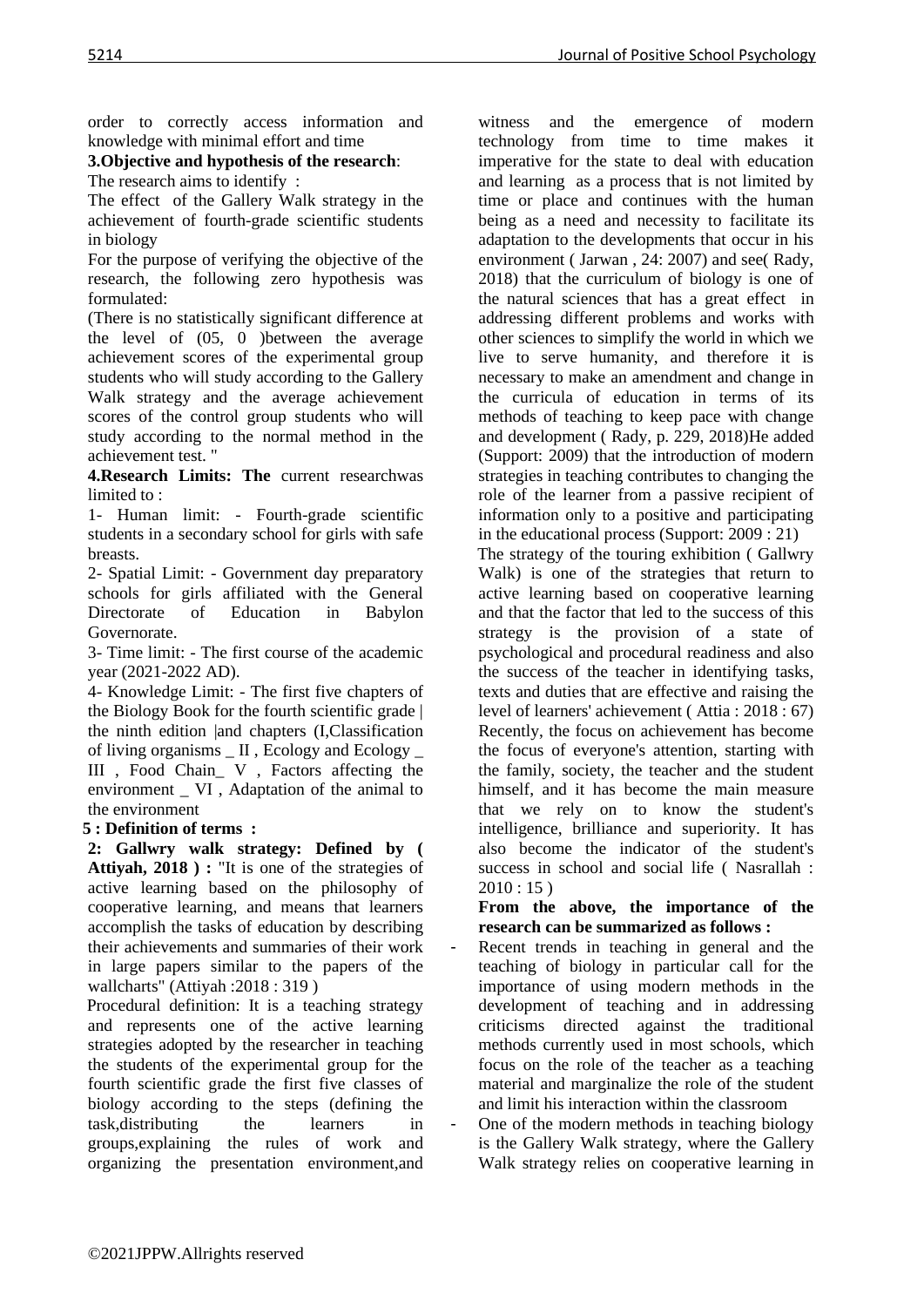order to correctly access information and knowledge with minimal effort and time

**3.Objective and hypothesis of the research**:

The research aims to identify :

The effect of the Gallery Walk strategy in the achievement of fourth-grade scientific students in biology

For the purpose of verifying the objective of the research, the following zero hypothesis was formulated:

(There is no statistically significant difference at the level of (05, 0 )between the average achievement scores of the experimental group students who will study according to the Gallery Walk strategy and the average achievement scores of the control group students who will study according to the normal method in the achievement test. "

**4.Research Limits: The** current researchwas limited to :

1- Human limit: - Fourth-grade scientific students in a secondary school for girls with safe breasts.

2- Spatial Limit: - Government day preparatory schools for girls affiliated with the General Directorate of Education in Babylon Governorate.

3- Time limit: - The first course of the academic year (2021-2022 AD).

4- Knowledge Limit: - The first five chapters of the Biology Book for the fourth scientific grade | the ninth edition |and chapters (I,Classification of living organisms _ II , Ecology and Ecology _ III , Food Chain_ V , Factors affecting the environment _ VI , Adaptation of the animal to the environment

**5 : Definition of terms :**

**2: Gallwry walk strategy: Defined by ( Attiyah, 2018 ) :** "It is one of the strategies of active learning based on the philosophy of cooperative learning, and means that learners accomplish the tasks of education by describing their achievements and summaries of their work in large papers similar to the papers of the wallcharts" (Attiyah :2018 : 319 )

Procedural definition: It is a teaching strategy and represents one of the active learning strategies adopted by the researcher in teaching the students of the experimental group for the fourth scientific grade the first five classes of biology according to the steps (defining the task,distributing the learners in groups,explaining the rules of work and organizing the presentation environment,and witness and the emergence of modern technology from time to time makes it imperative for the state to deal with education and learning as a process that is not limited by time or place and continues with the human being as a need and necessity to facilitate its adaptation to the developments that occur in his environment ( Jarwan , 24: 2007) and see( Rady, 2018) that the curriculum of biology is one of the natural sciences that has a great effect in addressing different problems and works with other sciences to simplify the world in which we live to serve humanity, and therefore it is necessary to make an amendment and change in the curricula of education in terms of its methods of teaching to keep pace with change and development ( Rady, p. 229, 2018)He added (Support: 2009) that the introduction of modern strategies in teaching contributes to changing the role of the learner from a passive recipient of information only to a positive and participating in the educational process (Support: 2009 : 21)

The strategy of the touring exhibition ( Gallwry Walk) is one of the strategies that return to active learning based on cooperative learning and that the factor that led to the success of this strategy is the provision of a state of psychological and procedural readiness and also the success of the teacher in identifying tasks, texts and duties that are effective and raising the level of learners' achievement ( Attia : 2018 : 67) Recently, the focus on achievement has become the focus of everyone's attention, starting with the family, society, the teacher and the student himself, and it has become the main measure that we rely on to know the student's intelligence, brilliance and superiority. It has also become the indicator of the student's success in school and social life ( Nasrallah : 2010 : 15 )

**From the above, the importance of the research can be summarized as follows :**

- Recent trends in teaching in general and the teaching of biology in particular call for the importance of using modern methods in the development of teaching and in addressing criticisms directed against the traditional methods currently used in most schools, which focus on the role of the teacher as a teaching material and marginalize the role of the student and limit his interaction within the classroom
- One of the modern methods in teaching biology is the Gallery Walk strategy, where the Gallery Walk strategy relies on cooperative learning in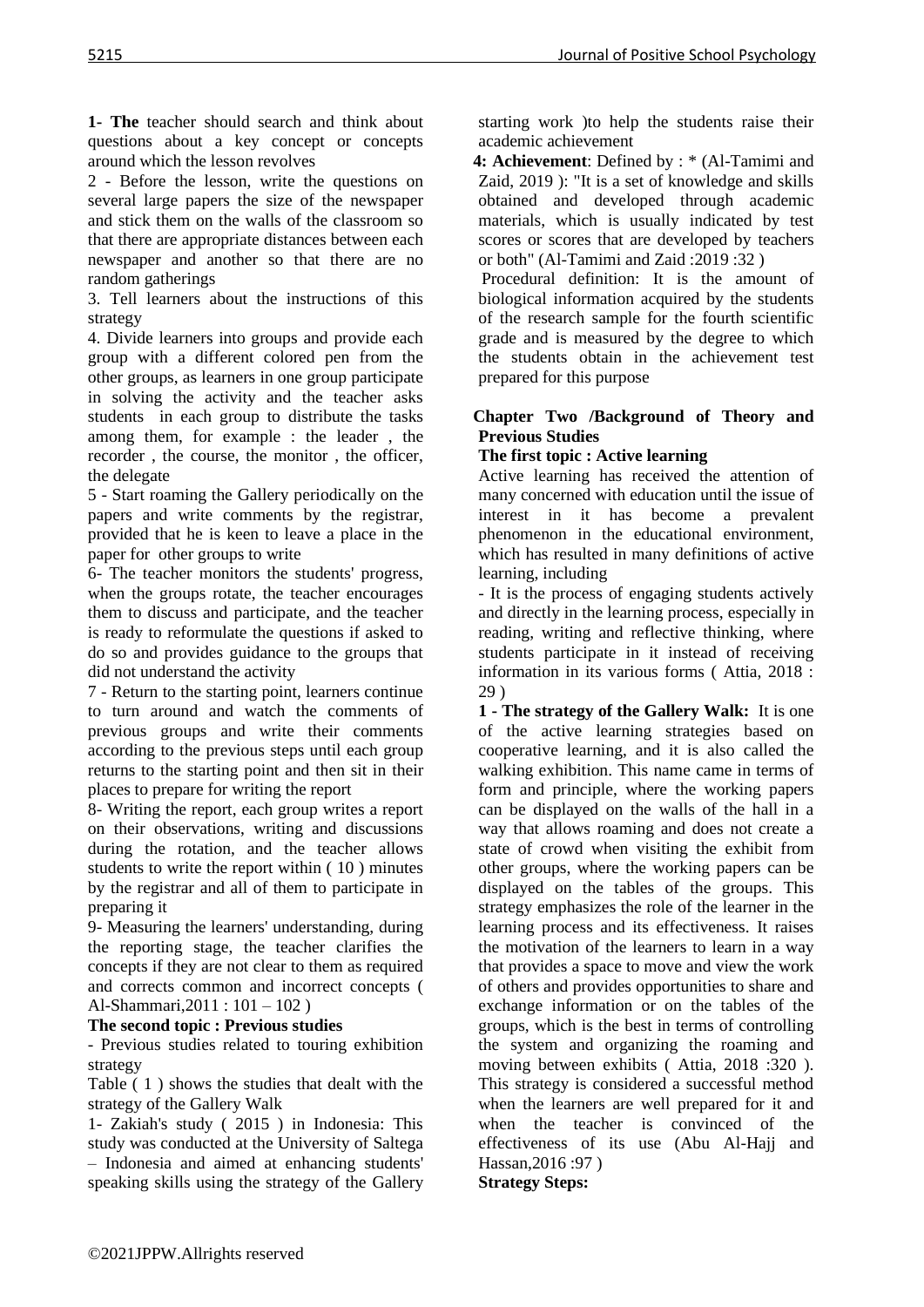1- **The** teacher should search and think about questions about a key concept or concepts around which the lesson revolves

2 - Before the lesson, write the questions on several large papers the size of the newspaper and stick them on the walls of the classroom so that there are appropriate distances between each newspaper and another so that there are no random gatherings

3. Tell learners about the instructions of this strategy

4. Divide learners into groups and provide each group with a different colored pen from the other groups, as learners in one group participate in solving the activity and the teacher asks students in each group to distribute the tasks among them, for example : the leader , the recorder , the course, the monitor , the officer, the delegate

5 - Start roaming the Gallery periodically on the papers and write comments by the registrar, provided that he is keen to leave a place in the paper for other groups to write

6- The teacher monitors the students' progress, when the groups rotate, the teacher encourages them to discuss and participate, and the teacher is ready to reformulate the questions if asked to do so and provides guidance to the groups that did not understand the activity

7 - Return to the starting point, learners continue to turn around and watch the comments of previous groups and write their comments according to the previous steps until each group returns to the starting point and then sit in their places to prepare for writing the report

8- Writing the report, each group writes a report on their observations, writing and discussions during the rotation, and the teacher allows students to write the report within ( 10 ) minutes by the registrar and all of them to participate in preparing it

9- Measuring the learners' understanding, during the reporting stage, the teacher clarifies the concepts if they are not clear to them as required and corrects common and incorrect concepts ( Al-Shammari,2011 : 101 – 102 )

**The second topic : Previous studies**

- Previous studies related to touring exhibition strategy

Table ( 1 ) shows the studies that dealt with the strategy of the Gallery Walk

1- Zakiah's study ( 2015 ) in Indonesia: This study was conducted at the University of Saltega – Indonesia and aimed at enhancing students' speaking skills using the strategy of the Gallery starting work )to help the students raise their academic achievement

**4: Achievement**: Defined by : * (Al-Tamimi and Zaid, 2019 ): "It is a set of knowledge and skills obtained and developed through academic materials, which is usually indicated by test scores or scores that are developed by teachers or both" (Al-Tamimi and Zaid :2019 :32 )

Procedural definition: It is the amount of biological information acquired by the students of the research sample for the fourth scientific grade and is measured by the degree to which the students obtain in the achievement test prepared for this purpose

## Chapter Two /Background of Theory and Previous Studies

**The first topic : Active learning**

Active learning has received the attention of many concerned with education until the issue of interest in it has become a prevalent phenomenon in the educational environment, which has resulted in many definitions of active learning, including

- It is the process of engaging students actively and directly in the learning process, especially in reading, writing and reflective thinking, where students participate in it instead of receiving information in its various forms ( Attia, 2018 : 29 )

**1 - The strategy of the Gallery Walk:** It is one of the active learning strategies based on cooperative learning, and it is also called the walking exhibition. This name came in terms of form and principle, where the working papers can be displayed on the walls of the hall in a way that allows roaming and does not create a state of crowd when visiting the exhibit from other groups, where the working papers can be displayed on the tables of the groups. This strategy emphasizes the role of the learner in the learning process and its effectiveness. It raises the motivation of the learners to learn in a way that provides a space to move and view the work of others and provides opportunities to share and exchange information or on the tables of the groups, which is the best in terms of controlling the system and organizing the roaming and moving between exhibits ( Attia, 2018 :320 ). This strategy is considered a successful method when the learners are well prepared for it and when the teacher is convinced of the effectiveness of its use (Abu Al-Hajj and Hassan,2016 :97 )

**Strategy Steps:**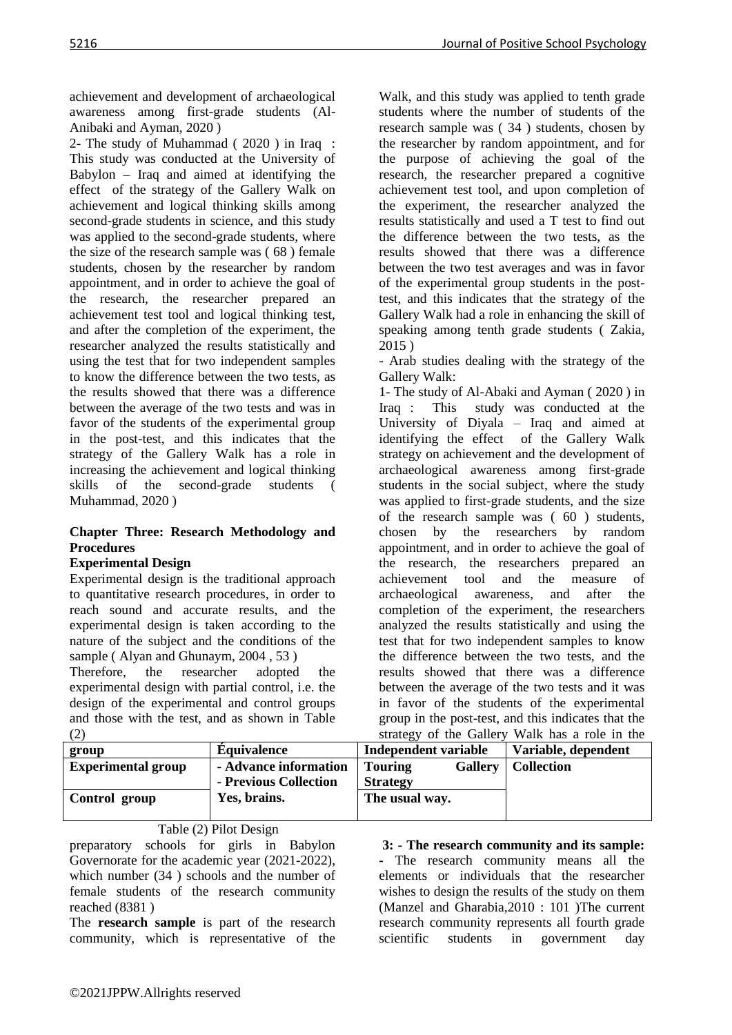achievement and development of archaeological awareness among first-grade students (Al-Anibaki and Ayman, 2020 )

2- The study of Muhammad ( 2020 ) in Iraq : This study was conducted at the University of Babylon – Iraq and aimed at identifying the effect of the strategy of the Gallery Walk on achievement and logical thinking skills among second-grade students in science, and this study was applied to the second-grade students, where the size of the research sample was ( 68 ) female students, chosen by the researcher by random appointment, and in order to achieve the goal of the research, the researcher prepared an achievement test tool and logical thinking test, and after the completion of the experiment, the researcher analyzed the results statistically and using the test that for two independent samples to know the difference between the two tests, as the results showed that there was a difference between the average of the two tests and was in favor of the students of the experimental group in the post-test, and this indicates that the strategy of the Gallery Walk has a role in increasing the achievement and logical thinking skills of the second-grade students ( Muhammad, 2020 )

## Chapter Three: Research Methodology and Procedures

### Experimental Design

Experimental design is the traditional approach to quantitative research procedures, in order to reach sound and accurate results, and the experimental design is taken according to the nature of the subject and the conditions of the sample ( Alyan and Ghunaym, 2004 , 53 )

Therefore, the researcher adopted the experimental design with partial control, i.e. the design of the experimental and control groups and those with the test, and as shown in Table (2)

Walk, and this study was applied to tenth grade students where the number of students of the research sample was ( 34 ) students, chosen by the researcher by random appointment, and for the purpose of achieving the goal of the research, the researcher prepared a cognitive achievement test tool, and upon completion of the experiment, the researcher analyzed the results statistically and used a T test to find out the difference between the two tests, as the results showed that there was a difference between the two test averages and was in favor of the experimental group students in the post-test, and this indicates that the strategy of the Gallery Walk had a role in enhancing the skill of speaking among tenth grade students ( Zakia, 2015 )

- Arab studies dealing with the strategy of the Gallery Walk:

1- The study of Al-Abaki and Ayman ( 2020 ) in Iraq : This study was conducted at the University of Diyala – Iraq and aimed at identifying the effect of the Gallery Walk strategy on achievement and the development of archaeological awareness among first-grade students in the social subject, where the study was applied to first-grade students, and the size of the research sample was ( 60 ) students, chosen by the researchers by random appointment, and in order to achieve the goal of the research, the researchers prepared an achievement tool and the measure of archaeological awareness, and after the completion of the experiment, the researchers analyzed the results statistically and using the test that for two independent samples to know the difference between the two tests, and the results showed that there was a difference between the average of the two tests and it was in favor of the students of the experimental group in the post-test, and this indicates that the strategy of the Gallery Walk has a role in the

| group | Équivalence | Independent variable | Variable, dependent |
|---|---|---|---|
| **Experimental group** | **- Advance information<br>- Previous Collection<br>Yes, brains.** | **Touring Gallery Strategy** | **Collection** |
| **Control group** | | **The usual way.** | |

Table (2) Pilot Design

### 3: - The research community and its sample:

- The research community means all the elements or individuals that the researcher wishes to design the results of the study on them (Manzel and Gharabia,2010 : 101 )The current research community represents all fourth grade scientific students in government day preparatory schools for girls in Babylon Governorate for the academic year (2021-2022), which number (34 ) schools and the number of female students of the research community reached (8381 )

The **research sample** is part of the research community, which is representative of the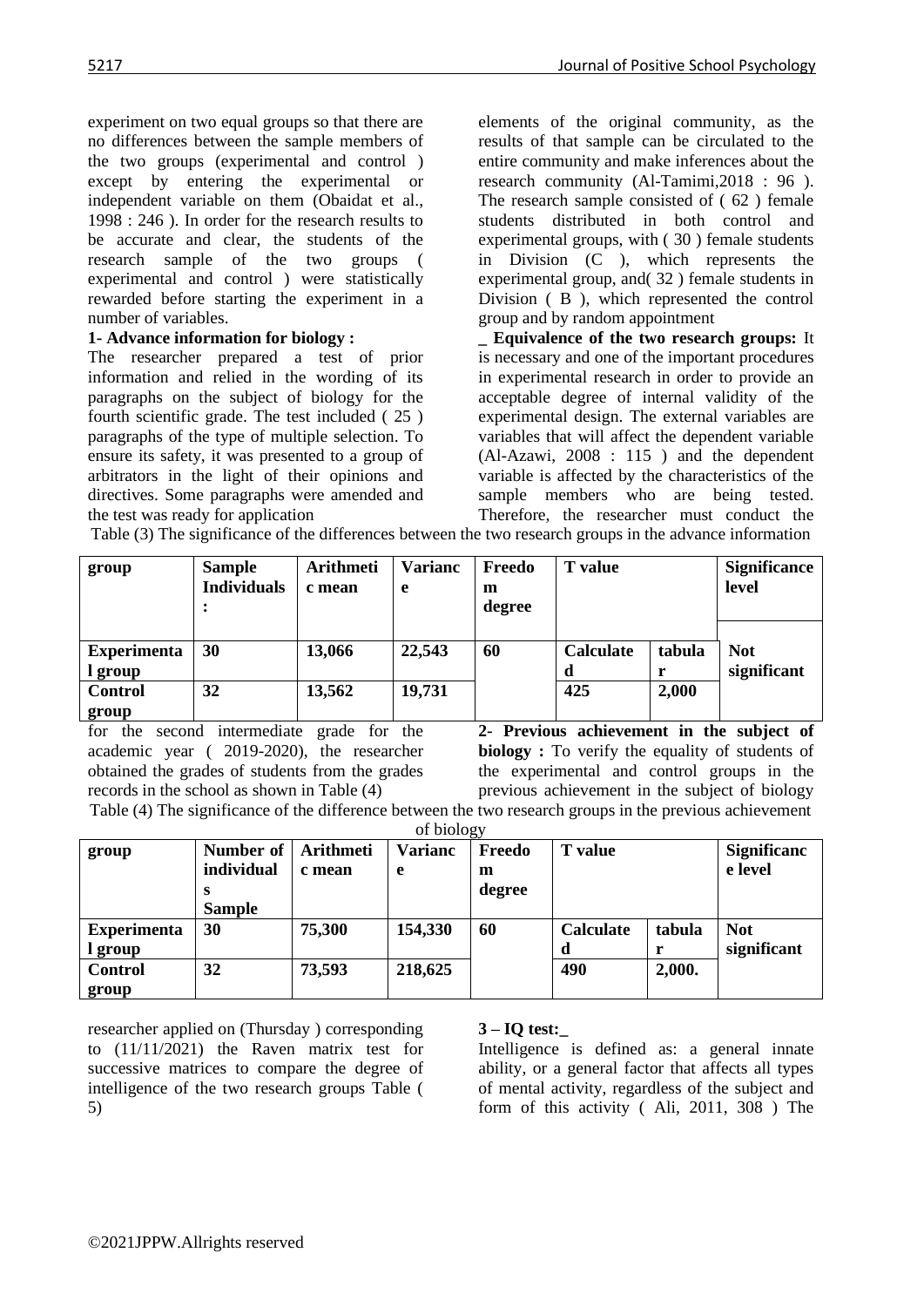experiment on two equal groups so that there are no differences between the sample members of the two groups (experimental and control ) except by entering the experimental or independent variable on them (Obaidat et al., 1998 : 246 ). In order for the research results to be accurate and clear, the students of the research sample of the two groups ( experimental and control ) were statistically rewarded before starting the experiment in a number of variables.

**1- Advance information for biology :**

The researcher prepared a test of prior information and relied in the wording of its paragraphs on the subject of biology for the fourth scientific grade. The test included ( 25 ) paragraphs of the type of multiple selection. To ensure its safety, it was presented to a group of arbitrators in the light of their opinions and directives. Some paragraphs were amended and the test was ready for application

elements of the original community, as the results of that sample can be circulated to the entire community and make inferences about the research community (Al-Tamimi,2018 : 96 ). The research sample consisted of ( 62 ) female students distributed in both control and experimental groups, with ( 30 ) female students in Division (C ), which represents the experimental group, and( 32 ) female students in Division ( B ), which represented the control group and by random appointment

**_ Equivalence of the two research groups:** It is necessary and one of the important procedures in experimental research in order to provide an acceptable degree of internal validity of the experimental design. The external variables are variables that will affect the dependent variable (Al-Azawi, 2008 : 115 ) and the dependent variable is affected by the characteristics of the sample members who are being tested. Therefore, the researcher must conduct the

Table (3) The significance of the differences between the two research groups in the advance information

| group | Sample Individuals : | Arithmetic mean | Variance | Freedom degree | T value | | Significance level |
|---|---|---|---|---|---|---|---|
| | | | | | Calculated | tabular | |
| Experimental group | 30 | 13,066 | 22,543 | 60 | 425 | 2,000 | Not significant |
| Control group | 32 | 13,562 | 19,731 | | | | |

**2- Previous achievement in the subject of biology :** To verify the equality of students of the experimental and control groups in the previous achievement in the subject of biology for the second intermediate grade for the academic year ( 2019-2020), the researcher obtained the grades of students from the grades records in the school as shown in Table (4)

Table (4) The significance of the difference between the two research groups in the previous achievement of biology

| group | Number of individuals Sample | Arithmetic mean | Variance | Freedom degree | T value | | Significance level |
|---|---|---|---|---|---|---|---|
| | | | | | Calculated | tabular | |
| Experimental group | 30 | 75,300 | 154,330 | 60 | 490 | 2,000. | Not significant |
| Control group | 32 | 73,593 | 218,625 | | | | |

**3 – IQ test:_**

Intelligence is defined as: a general innate ability, or a general factor that affects all types of mental activity, regardless of the subject and form of this activity ( Ali, 2011, 308 ) The researcher applied on (Thursday ) corresponding to (11/11/2021) the Raven matrix test for successive matrices to compare the degree of intelligence of the two research groups Table ( 5)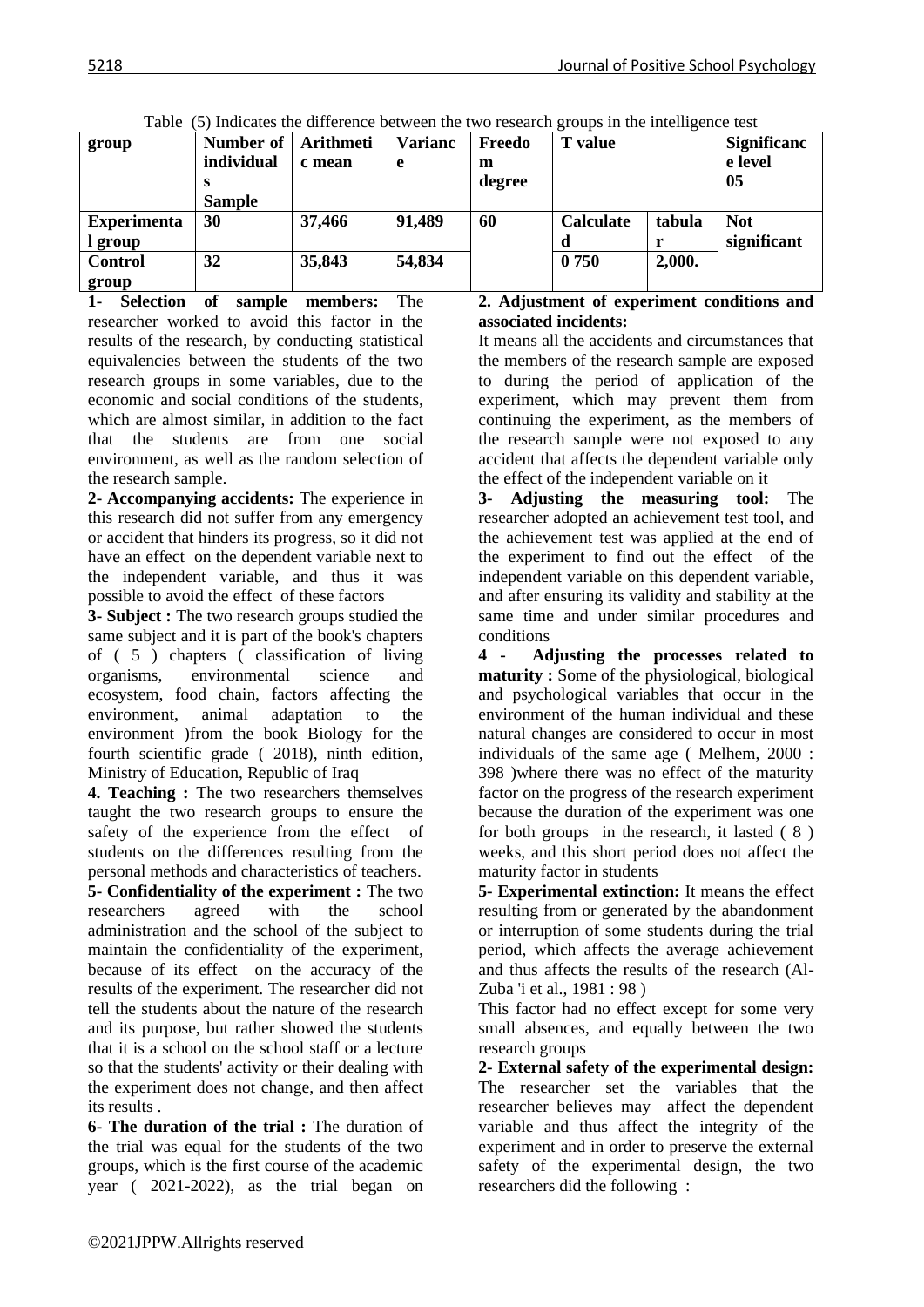Table (5) Indicates the difference between the two research groups in the intelligence test

| group | Number of individuals Sample | Arithmetic mean | Variance | Freedom degree | T value | | Significance level 05 |
|---|---|---|---|---|---|---|---|
| | | | | | Calculated | tabular | |
| Experimental group | 30 | 37,466 | 91,489 | 60 | 0 750 | 2,000. | Not significant |
| Control group | 32 | 35,843 | 54,834 | | | | |

**1- Selection of sample members:** The researcher worked to avoid this factor in the results of the research, by conducting statistical equivalencies between the students of the two research groups in some variables, due to the economic and social conditions of the students, which are almost similar, in addition to the fact that the students are from one social environment, as well as the random selection of the research sample.

**2- Accompanying accidents:** The experience in this research did not suffer from any emergency or accident that hinders its progress, so it did not have an effect on the dependent variable next to the independent variable, and thus it was possible to avoid the effect of these factors

**3- Subject :** The two research groups studied the same subject and it is part of the book's chapters of ( 5 ) chapters ( classification of living organisms, environmental science and ecosystem, food chain, factors affecting the environment, animal adaptation to the environment )from the book Biology for the fourth scientific grade ( 2018), ninth edition, Ministry of Education, Republic of Iraq

**4. Teaching :** The two researchers themselves taught the two research groups to ensure the safety of the experience from the effect of students on the differences resulting from the personal methods and characteristics of teachers.

**5- Confidentiality of the experiment :** The two researchers agreed with the school administration and the school of the subject to maintain the confidentiality of the experiment, because of its effect on the accuracy of the results of the experiment. The researcher did not tell the students about the nature of the research and its purpose, but rather showed the students that it is a school on the school staff or a lecture so that the students' activity or their dealing with the experiment does not change, and then affect its results .

**6- The duration of the trial :** The duration of the trial was equal for the students of the two groups, which is the first course of the academic year ( 2021-2022), as the trial began on

**2. Adjustment of experiment conditions and associated incidents:**

It means all the accidents and circumstances that the members of the research sample are exposed to during the period of application of the experiment, which may prevent them from continuing the experiment, as the members of the research sample were not exposed to any accident that affects the dependent variable only the effect of the independent variable on it

**3- Adjusting the measuring tool:** The researcher adopted an achievement test tool, and the achievement test was applied at the end of the experiment to find out the effect of the independent variable on this dependent variable, and after ensuring its validity and stability at the same time and under similar procedures and conditions

**4 - Adjusting the processes related to maturity :** Some of the physiological, biological and psychological variables that occur in the environment of the human individual and these natural changes are considered to occur in most individuals of the same age ( Melhem, 2000 : 398 )where there was no effect of the maturity factor on the progress of the research experiment because the duration of the experiment was one for both groups in the research, it lasted ( 8 ) weeks, and this short period does not affect the maturity factor in students

**5- Experimental extinction:** It means the effect resulting from or generated by the abandonment or interruption of some students during the trial period, which affects the average achievement and thus affects the results of the research (Al-Zuba 'i et al., 1981 : 98 )

This factor had no effect except for some very small absences, and equally between the two research groups

**2- External safety of the experimental design:** The researcher set the variables that the researcher believes may affect the dependent variable and thus affect the integrity of the experiment and in order to preserve the external safety of the experimental design, the two researchers did the following :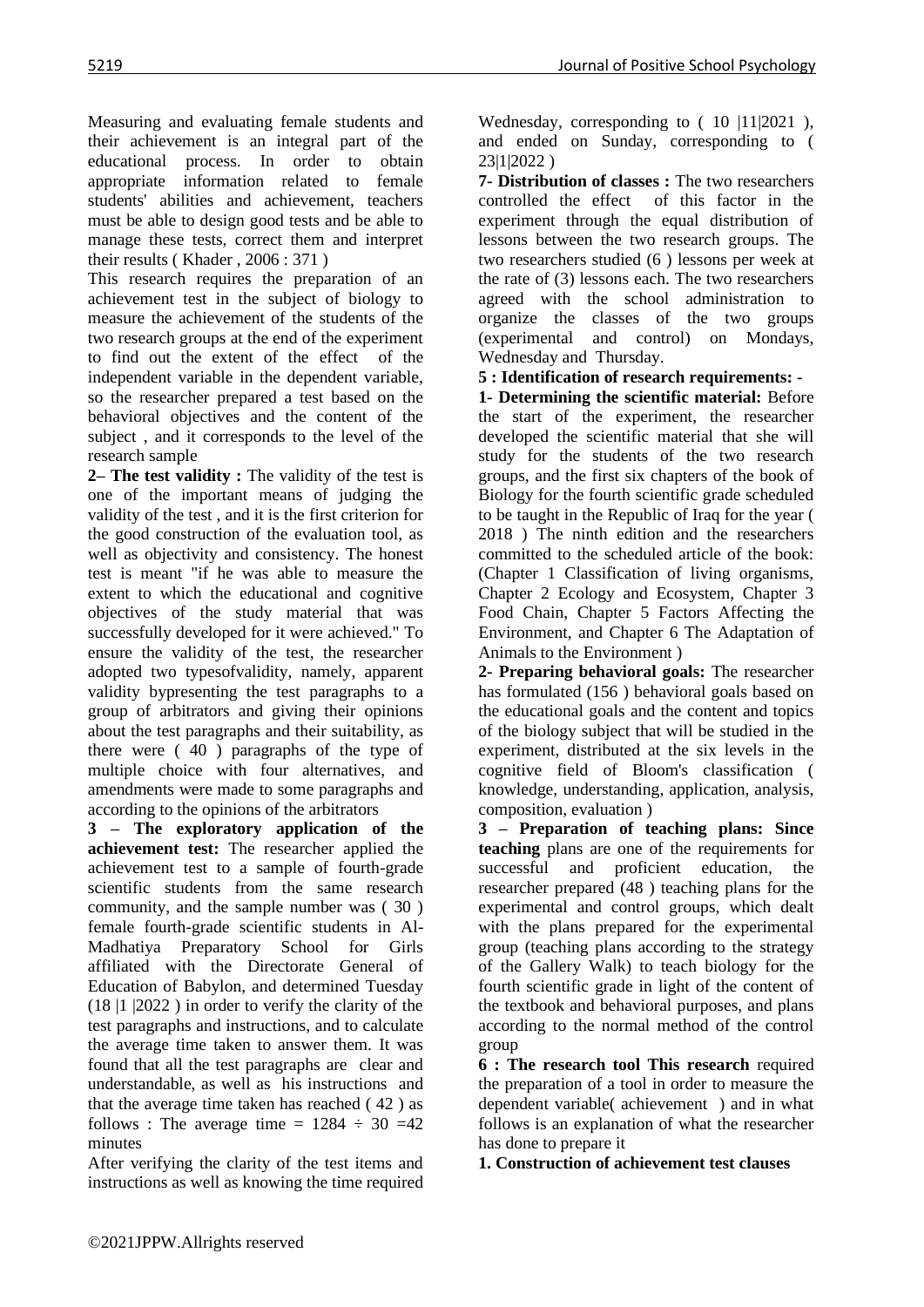Measuring and evaluating female students and their achievement is an integral part of the educational process. In order to obtain appropriate information related to female students' abilities and achievement, teachers must be able to design good tests and be able to manage these tests, correct them and interpret their results ( Khader , 2006 : 371 )

This research requires the preparation of an achievement test in the subject of biology to measure the achievement of the students of the two research groups at the end of the experiment to find out the extent of the effect of the independent variable in the dependent variable, so the researcher prepared a test based on the behavioral objectives and the content of the subject , and it corresponds to the level of the research sample

**2– The test validity :** The validity of the test is one of the important means of judging the validity of the test , and it is the first criterion for the good construction of the evaluation tool, as well as objectivity and consistency. The honest test is meant "if he was able to measure the extent to which the educational and cognitive objectives of the study material that was successfully developed for it were achieved." To ensure the validity of the test, the researcher adopted two typesofvalidity, namely, apparent validity bypresenting the test paragraphs to a group of arbitrators and giving their opinions about the test paragraphs and their suitability, as there were ( 40 ) paragraphs of the type of multiple choice with four alternatives, and amendments were made to some paragraphs and according to the opinions of the arbitrators

**3 – The exploratory application of the achievement test:** The researcher applied the achievement test to a sample of fourth-grade scientific students from the same research community, and the sample number was ( 30 ) female fourth-grade scientific students in Al-Madhatiya Preparatory School for Girls affiliated with the Directorate General of Education of Babylon, and determined Tuesday (18 |1 |2022 ) in order to verify the clarity of the test paragraphs and instructions, and to calculate the average time taken to answer them. It was found that all the test paragraphs are clear and understandable, as well as his instructions and that the average time taken has reached ( 42 ) as follows : The average time = 1284 ÷ 30 =42 minutes

After verifying the clarity of the test items and instructions as well as knowing the time required Wednesday, corresponding to ( 10 |11|2021 ), and ended on Sunday, corresponding to ( 23|1|2022 )

**7- Distribution of classes :** The two researchers controlled the effect of this factor in the experiment through the equal distribution of lessons between the two research groups. The two researchers studied (6 ) lessons per week at the rate of (3) lessons each. The two researchers agreed with the school administration to organize the classes of the two groups (experimental and control) on Mondays, Wednesday and Thursday.

**5 : Identification of research requirements: -**

**1- Determining the scientific material:** Before the start of the experiment, the researcher developed the scientific material that she will study for the students of the two research groups, and the first six chapters of the book of Biology for the fourth scientific grade scheduled to be taught in the Republic of Iraq for the year ( 2018 ) The ninth edition and the researchers committed to the scheduled article of the book: (Chapter 1 Classification of living organisms, Chapter 2 Ecology and Ecosystem, Chapter 3 Food Chain, Chapter 5 Factors Affecting the Environment, and Chapter 6 The Adaptation of Animals to the Environment )

**2- Preparing behavioral goals:** The researcher has formulated (156 ) behavioral goals based on the educational goals and the content and topics of the biology subject that will be studied in the experiment, distributed at the six levels in the cognitive field of Bloom's classification ( knowledge, understanding, application, analysis, composition, evaluation )

**3 – Preparation of teaching plans: Since teaching** plans are one of the requirements for successful and proficient education, the researcher prepared (48 ) teaching plans for the experimental and control groups, which dealt with the plans prepared for the experimental group (teaching plans according to the strategy of the Gallery Walk) to teach biology for the fourth scientific grade in light of the content of the textbook and behavioral purposes, and plans according to the normal method of the control group

**6 : The research tool This research** required the preparation of a tool in order to measure the dependent variable( achievement ) and in what follows is an explanation of what the researcher has done to prepare it

**1. Construction of achievement test clauses**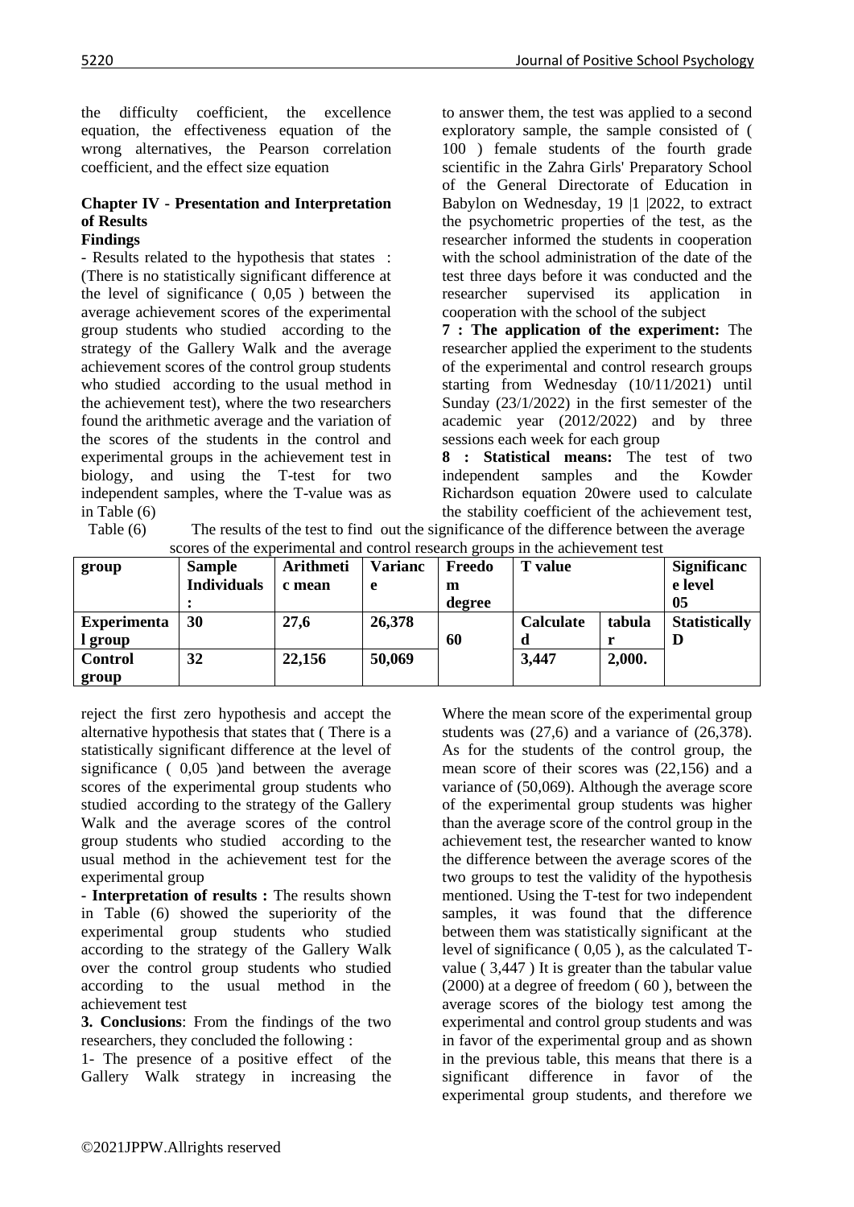the difficulty coefficient, the excellence equation, the effectiveness equation of the wrong alternatives, the Pearson correlation coefficient, and the effect size equation

to answer them, the test was applied to a second exploratory sample, the sample consisted of ( 100 ) female students of the fourth grade scientific in the Zahra Girls' Preparatory School of the General Directorate of Education in Babylon on Wednesday, 19 |1 |2022, to extract the psychometric properties of the test, as the researcher informed the students in cooperation with the school administration of the date of the test three days before it was conducted and the researcher supervised its application in cooperation with the school of the subject

**7 : The application of the experiment:** The researcher applied the experiment to the students of the experimental and control research groups starting from Wednesday (10/11/2021) until Sunday (23/1/2022) in the first semester of the academic year (2012/2022) and by three sessions each week for each group

**8 : Statistical means:** The test of two independent samples and the Kowder Richardson equation 20were used to calculate the stability coefficient of the achievement test,

## Chapter IV - Presentation and Interpretation of Results

### Findings

- Results related to the hypothesis that states : (There is no statistically significant difference at the level of significance ( 0,05 ) between the average achievement scores of the experimental group students who studied according to the strategy of the Gallery Walk and the average achievement scores of the control group students who studied according to the usual method in the achievement test), where the two researchers found the arithmetic average and the variation of the scores of the students in the control and experimental groups in the achievement test in biology, and using the T-test for two independent samples, where the T-value was as in Table (6)

Table (6) The results of the test to find out the significance of the difference between the average scores of the experimental and control research groups in the achievement test

| group | Sample Individuals : | Arithmetic mean | Variance | Freedom degree | T value | | Significance level 05 |
|---|---|---|---|---|---|---|---|
| | | | | | Calculated | tabular | |
| Experimental group | 30 | 27,6 | 26,378 | 60 | 3,447 | 2,000. | Statistically D |
| Control group | 32 | 22,156 | 50,069 | | | | |

Where the mean score of the experimental group students was (27,6) and a variance of (26,378). As for the students of the control group, the mean score of their scores was (22,156) and a variance of (50,069). Although the average score of the experimental group students was higher than the average score of the control group in the achievement test, the researcher wanted to know the difference between the average scores of the two groups to test the validity of the hypothesis mentioned. Using the T-test for two independent samples, it was found that the difference between them was statistically significant at the level of significance ( 0,05 ), as the calculated T-value ( 3,447 ) It is greater than the tabular value (2000) at a degree of freedom ( 60 ), between the average scores of the biology test among the experimental and control group students and was in favor of the experimental group and as shown in the previous table, this means that there is a significant difference in favor of the experimental group students, and therefore we reject the first zero hypothesis and accept the alternative hypothesis that states that ( There is a statistically significant difference at the level of significance ( 0,05 )and between the average scores of the experimental group students who studied according to the strategy of the Gallery Walk and the average scores of the control group students who studied according to the usual method in the achievement test for the experimental group

- **Interpretation of results :** The results shown in Table (6) showed the superiority of the experimental group students who studied according to the strategy of the Gallery Walk over the control group students who studied according to the usual method in the achievement test

**3. Conclusions**: From the findings of the two researchers, they concluded the following :

1- The presence of a positive effect of the Gallery Walk strategy in increasing the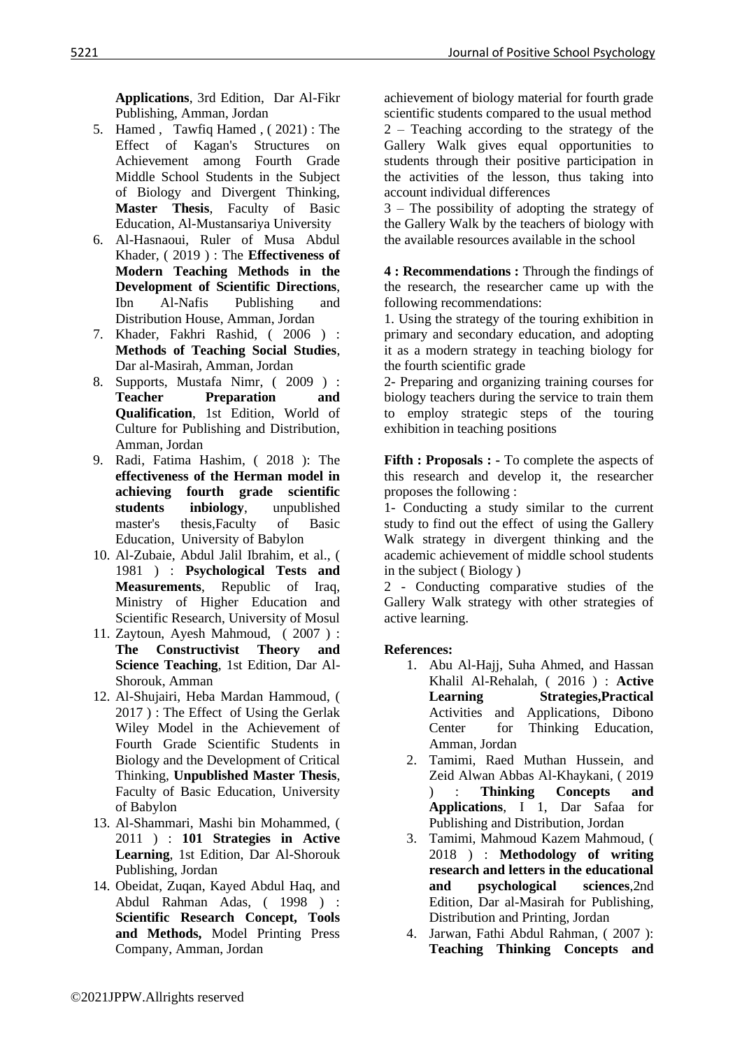**Applications**, 3rd Edition, Dar Al-Fikr Publishing, Amman, Jordan

5. Hamed , Tawfiq Hamed , ( 2021) : The Effect of Kagan's Structures on Achievement among Fourth Grade Middle School Students in the Subject of Biology and Divergent Thinking, **Master Thesis**, Faculty of Basic Education, Al-Mustansariya University
6. Al-Hasnaoui, Ruler of Musa Abdul Khader, ( 2019 ) : The **Effectiveness of Modern Teaching Methods in the Development of Scientific Directions**, Ibn Al-Nafis Publishing and Distribution House, Amman, Jordan
7. Khader, Fakhri Rashid, ( 2006 ) : **Methods of Teaching Social Studies**, Dar al-Masirah, Amman, Jordan
8. Supports, Mustafa Nimr, ( 2009 ) : **Teacher Preparation and Qualification**, 1st Edition, World of Culture for Publishing and Distribution, Amman, Jordan
9. Radi, Fatima Hashim, ( 2018 ): The **effectiveness of the Herman model in achieving fourth grade scientific students inbiology**, unpublished master's thesis,Faculty of Basic Education, University of Babylon
10. Al-Zubaie, Abdul Jalil Ibrahim, et al., ( 1981 ) : **Psychological Tests and Measurements**, Republic of Iraq, Ministry of Higher Education and Scientific Research, University of Mosul
11. Zaytoun, Ayesh Mahmoud, ( 2007 ) : **The Constructivist Theory and Science Teaching**, 1st Edition, Dar Al-Shorouk, Amman
12. Al-Shujairi, Heba Mardan Hammoud, ( 2017 ) : The Effect of Using the Gerlak Wiley Model in the Achievement of Fourth Grade Scientific Students in Biology and the Development of Critical Thinking, **Unpublished Master Thesis**, Faculty of Basic Education, University of Babylon
13. Al-Shammari, Mashi bin Mohammed, ( 2011 ) : **101 Strategies in Active Learning**, 1st Edition, Dar Al-Shorouk Publishing, Jordan
14. Obeidat, Zuqan, Kayed Abdul Haq, and Abdul Rahman Adas, ( 1998 ) : **Scientific Research Concept, Tools and Methods,** Model Printing Press Company, Amman, Jordan

achievement of biology material for fourth grade scientific students compared to the usual method

2 – Teaching according to the strategy of the Gallery Walk gives equal opportunities to students through their positive participation in the activities of the lesson, thus taking into account individual differences

3 – The possibility of adopting the strategy of the Gallery Walk by the teachers of biology with the available resources available in the school

**4 : Recommendations :** Through the findings of the research, the researcher came up with the following recommendations:

1. Using the strategy of the touring exhibition in primary and secondary education, and adopting it as a modern strategy in teaching biology for the fourth scientific grade

2- Preparing and organizing training courses for biology teachers during the service to train them to employ strategic steps of the touring exhibition in teaching positions

**Fifth : Proposals : -** To complete the aspects of this research and develop it, the researcher proposes the following :

1- Conducting a study similar to the current study to find out the effect of using the Gallery Walk strategy in divergent thinking and the academic achievement of middle school students in the subject ( Biology )

2 - Conducting comparative studies of the Gallery Walk strategy with other strategies of active learning.

**References:**

1. Abu Al-Hajj, Suha Ahmed, and Hassan Khalil Al-Rehalah, ( 2016 ) : **Active Learning Strategies,Practical** Activities and Applications, Dibono Center for Thinking Education, Amman, Jordan
2. Tamimi, Raed Muthan Hussein, and Zeid Alwan Abbas Al-Khaykani, ( 2019 ) : **Thinking Concepts and Applications**, I 1, Dar Safaa for Publishing and Distribution, Jordan
3. Tamimi, Mahmoud Kazem Mahmoud, ( 2018 ) : **Methodology of writing research and letters in the educational and psychological sciences**,2nd Edition, Dar al-Masirah for Publishing, Distribution and Printing, Jordan
4. Jarwan, Fathi Abdul Rahman, ( 2007 ): **Teaching Thinking Concepts and**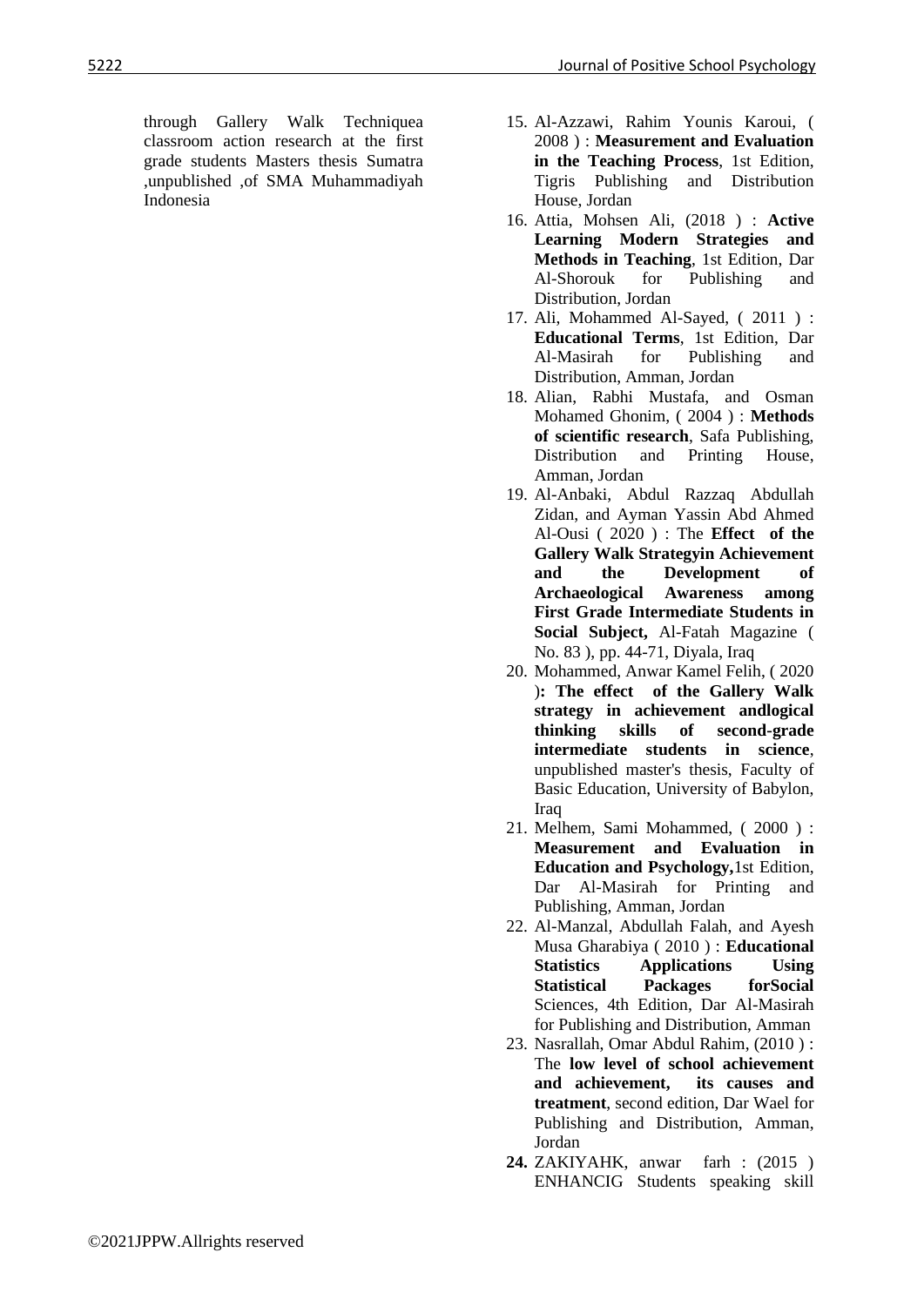through Gallery Walk Techniquea classroom action research at the first grade students Masters thesis Sumatra ,unpublished ,of SMA Muhammadiyah Indonesia

15. Al-Azzawi, Rahim Younis Karoui, ( 2008 ) : **Measurement and Evaluation in the Teaching Process**, 1st Edition, Tigris Publishing and Distribution House, Jordan
16. Attia, Mohsen Ali, (2018 ) : **Active Learning Modern Strategies and Methods in Teaching**, 1st Edition, Dar Al-Shorouk for Publishing and Distribution, Jordan
17. Ali, Mohammed Al-Sayed, ( 2011 ) : **Educational Terms**, 1st Edition, Dar Al-Masirah for Publishing and Distribution, Amman, Jordan
18. Alian, Rabhi Mustafa, and Osman Mohamed Ghonim, ( 2004 ) : **Methods of scientific research**, Safa Publishing, Distribution and Printing House, Amman, Jordan
19. Al-Anbaki, Abdul Razzaq Abdullah Zidan, and Ayman Yassin Abd Ahmed Al-Ousi ( 2020 ) : The **Effect of the Gallery Walk Strategyin Achievement and the Development of Archaeological Awareness among First Grade Intermediate Students in Social Subject,** Al-Fatah Magazine ( No. 83 ), pp. 44-71, Diyala, Iraq
20. Mohammed, Anwar Kamel Felih, ( 2020 )**: The effect of the Gallery Walk strategy in achievement andlogical thinking skills of second-grade intermediate students in science**, unpublished master's thesis, Faculty of Basic Education, University of Babylon, Iraq
21. Melhem, Sami Mohammed, ( 2000 ) : **Measurement and Evaluation in Education and Psychology,**1st Edition, Dar Al-Masirah for Printing and Publishing, Amman, Jordan
22. Al-Manzal, Abdullah Falah, and Ayesh Musa Gharabiya ( 2010 ) : **Educational Statistics Applications Using Statistical Packages forSocial** Sciences, 4th Edition, Dar Al-Masirah for Publishing and Distribution, Amman
23. Nasrallah, Omar Abdul Rahim, (2010 ) : The **low level of school achievement and achievement, its causes and treatment**, second edition, Dar Wael for Publishing and Distribution, Amman, Jordan
24. ZAKIYAHK, anwar farh : (2015 ) ENHANCIG Students speaking skill

©2021JPPW.Allrights reserved